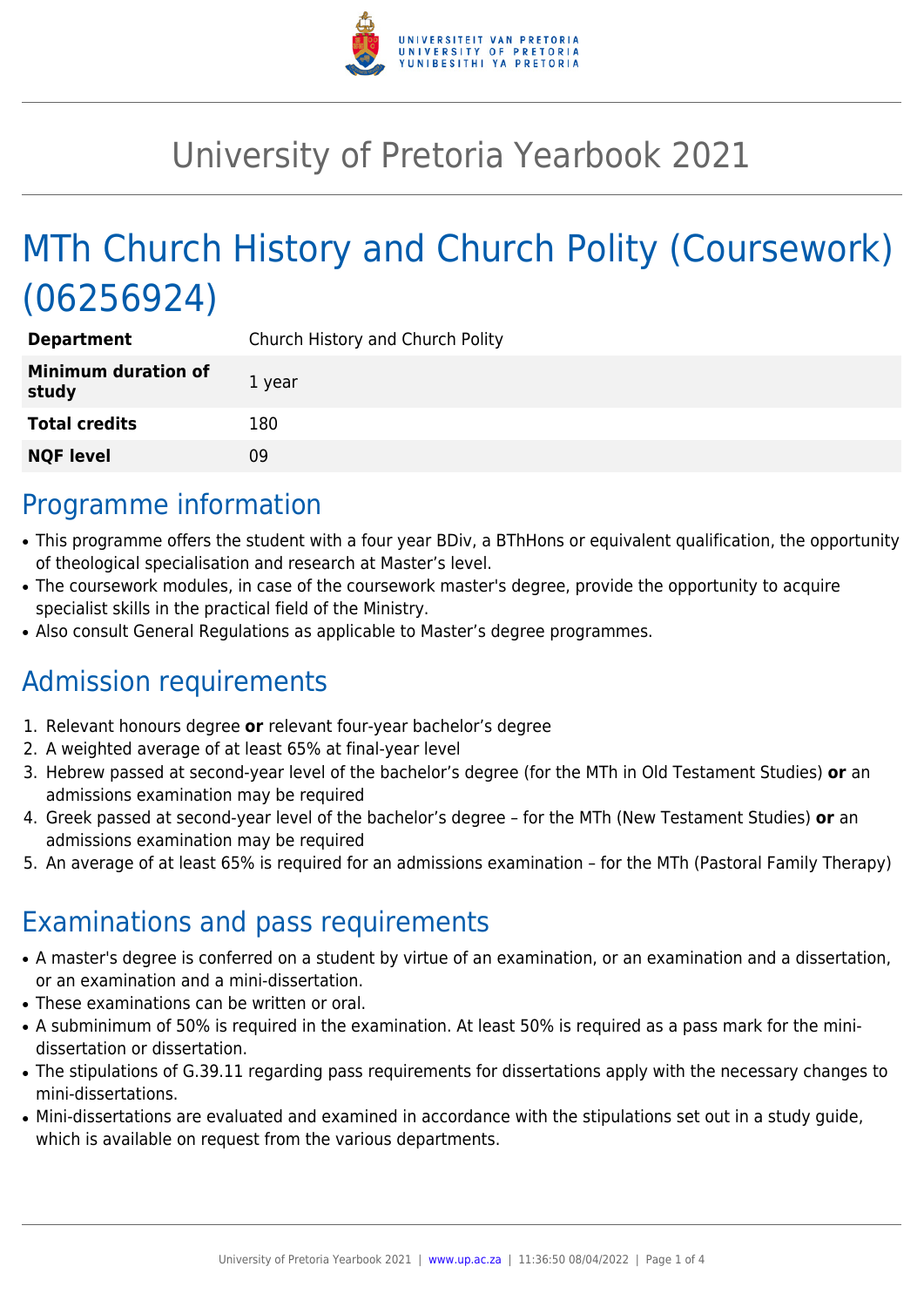# University of Pretoria Yearbook 2021

# MTh Church History and Church Polity (Coursework) (06256924)

| | |
|---|---|
| **Department** | Church History and Church Polity |
| **Minimum duration of study** | 1 year |
| **Total credits** | 180 |
| **NQF level** | 09 |

## Programme information

- This programme offers the student with a four year BDiv, a BThHons or equivalent qualification, the opportunity of theological specialisation and research at Master's level.
- The coursework modules, in case of the coursework master's degree, provide the opportunity to acquire specialist skills in the practical field of the Ministry.
- Also consult General Regulations as applicable to Master's degree programmes.

## Admission requirements

1. Relevant honours degree **or** relevant four-year bachelor's degree
2. A weighted average of at least 65% at final-year level
3. Hebrew passed at second-year level of the bachelor's degree (for the MTh in Old Testament Studies) **or** an admissions examination may be required
4. Greek passed at second-year level of the bachelor's degree – for the MTh (New Testament Studies) **or** an admissions examination may be required
5. An average of at least 65% is required for an admissions examination – for the MTh (Pastoral Family Therapy)

## Examinations and pass requirements

- A master's degree is conferred on a student by virtue of an examination, or an examination and a dissertation, or an examination and a mini-dissertation.
- These examinations can be written or oral.
- A subminimum of 50% is required in the examination. At least 50% is required as a pass mark for the mini-dissertation or dissertation.
- The stipulations of G.39.11 regarding pass requirements for dissertations apply with the necessary changes to mini-dissertations.
- Mini-dissertations are evaluated and examined in accordance with the stipulations set out in a study guide, which is available on request from the various departments.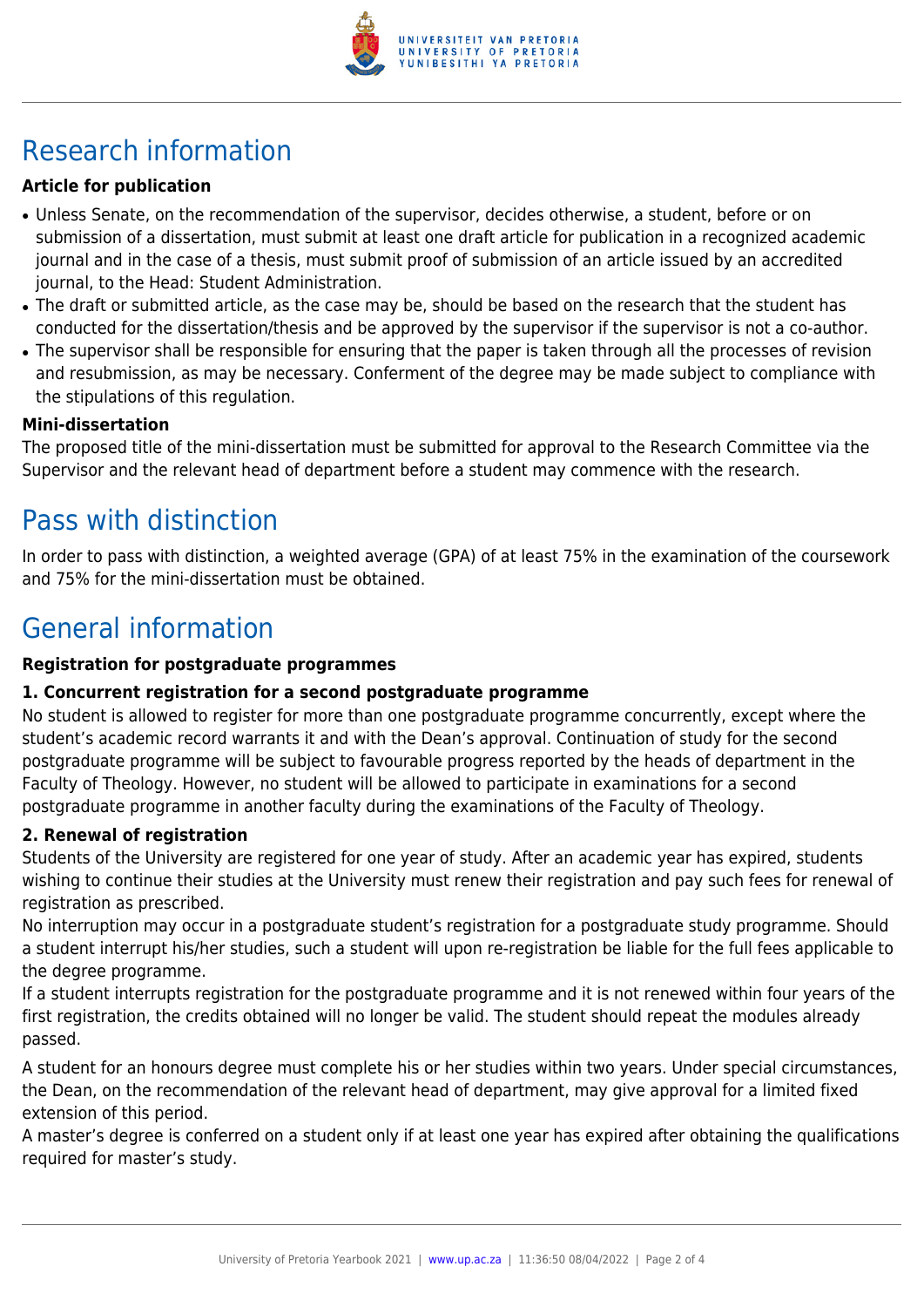# Research information

**Article for publication**

- Unless Senate, on the recommendation of the supervisor, decides otherwise, a student, before or on submission of a dissertation, must submit at least one draft article for publication in a recognized academic journal and in the case of a thesis, must submit proof of submission of an article issued by an accredited journal, to the Head: Student Administration.
- The draft or submitted article, as the case may be, should be based on the research that the student has conducted for the dissertation/thesis and be approved by the supervisor if the supervisor is not a co-author.
- The supervisor shall be responsible for ensuring that the paper is taken through all the processes of revision and resubmission, as may be necessary. Conferment of the degree may be made subject to compliance with the stipulations of this regulation.

**Mini-dissertation**

The proposed title of the mini-dissertation must be submitted for approval to the Research Committee via the Supervisor and the relevant head of department before a student may commence with the research.

# Pass with distinction

In order to pass with distinction, a weighted average (GPA) of at least 75% in the examination of the coursework and 75% for the mini-dissertation must be obtained.

# General information

**Registration for postgraduate programmes**

**1. Concurrent registration for a second postgraduate programme**

No student is allowed to register for more than one postgraduate programme concurrently, except where the student's academic record warrants it and with the Dean's approval. Continuation of study for the second postgraduate programme will be subject to favourable progress reported by the heads of department in the Faculty of Theology. However, no student will be allowed to participate in examinations for a second postgraduate programme in another faculty during the examinations of the Faculty of Theology.

**2. Renewal of registration**

Students of the University are registered for one year of study. After an academic year has expired, students wishing to continue their studies at the University must renew their registration and pay such fees for renewal of registration as prescribed.

No interruption may occur in a postgraduate student's registration for a postgraduate study programme. Should a student interrupt his/her studies, such a student will upon re-registration be liable for the full fees applicable to the degree programme.

If a student interrupts registration for the postgraduate programme and it is not renewed within four years of the first registration, the credits obtained will no longer be valid. The student should repeat the modules already passed.

A student for an honours degree must complete his or her studies within two years. Under special circumstances, the Dean, on the recommendation of the relevant head of department, may give approval for a limited fixed extension of this period.

A master's degree is conferred on a student only if at least one year has expired after obtaining the qualifications required for master's study.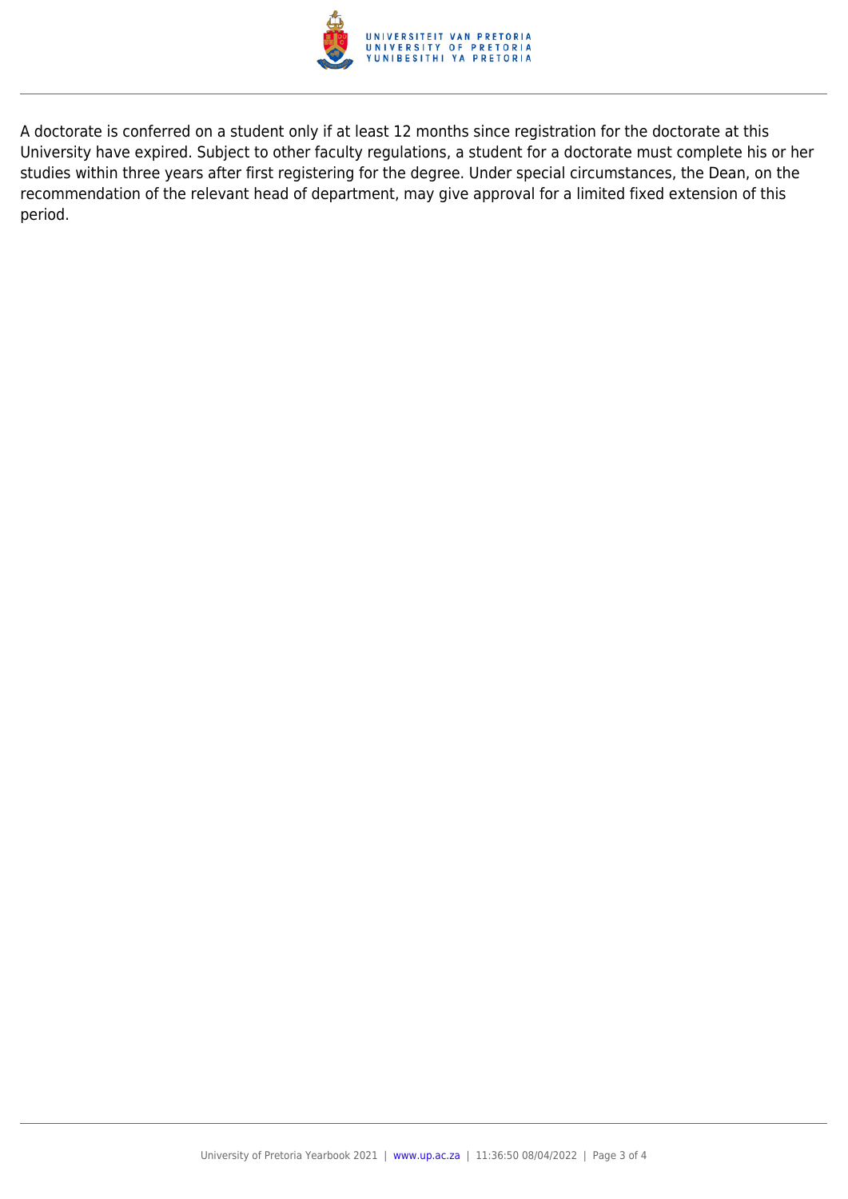A doctorate is conferred on a student only if at least 12 months since registration for the doctorate at this University have expired. Subject to other faculty regulations, a student for a doctorate must complete his or her studies within three years after first registering for the degree. Under special circumstances, the Dean, on the recommendation of the relevant head of department, may give approval for a limited fixed extension of this period.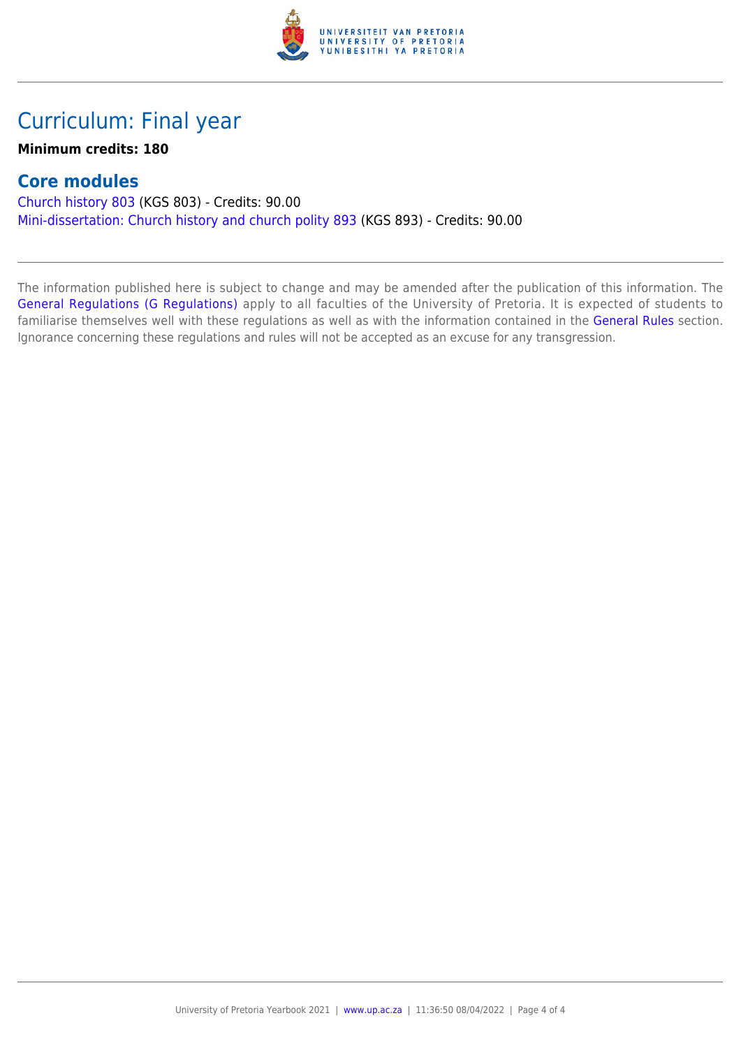## Curriculum: Final year

**Minimum credits: 180**

### Core modules

Church history 803 (KGS 803) - Credits: 90.00
Mini-dissertation: Church history and church polity 893 (KGS 893) - Credits: 90.00

The information published here is subject to change and may be amended after the publication of this information. The General Regulations (G Regulations) apply to all faculties of the University of Pretoria. It is expected of students to familiarise themselves well with these regulations as well as with the information contained in the General Rules section. Ignorance concerning these regulations and rules will not be accepted as an excuse for any transgression.